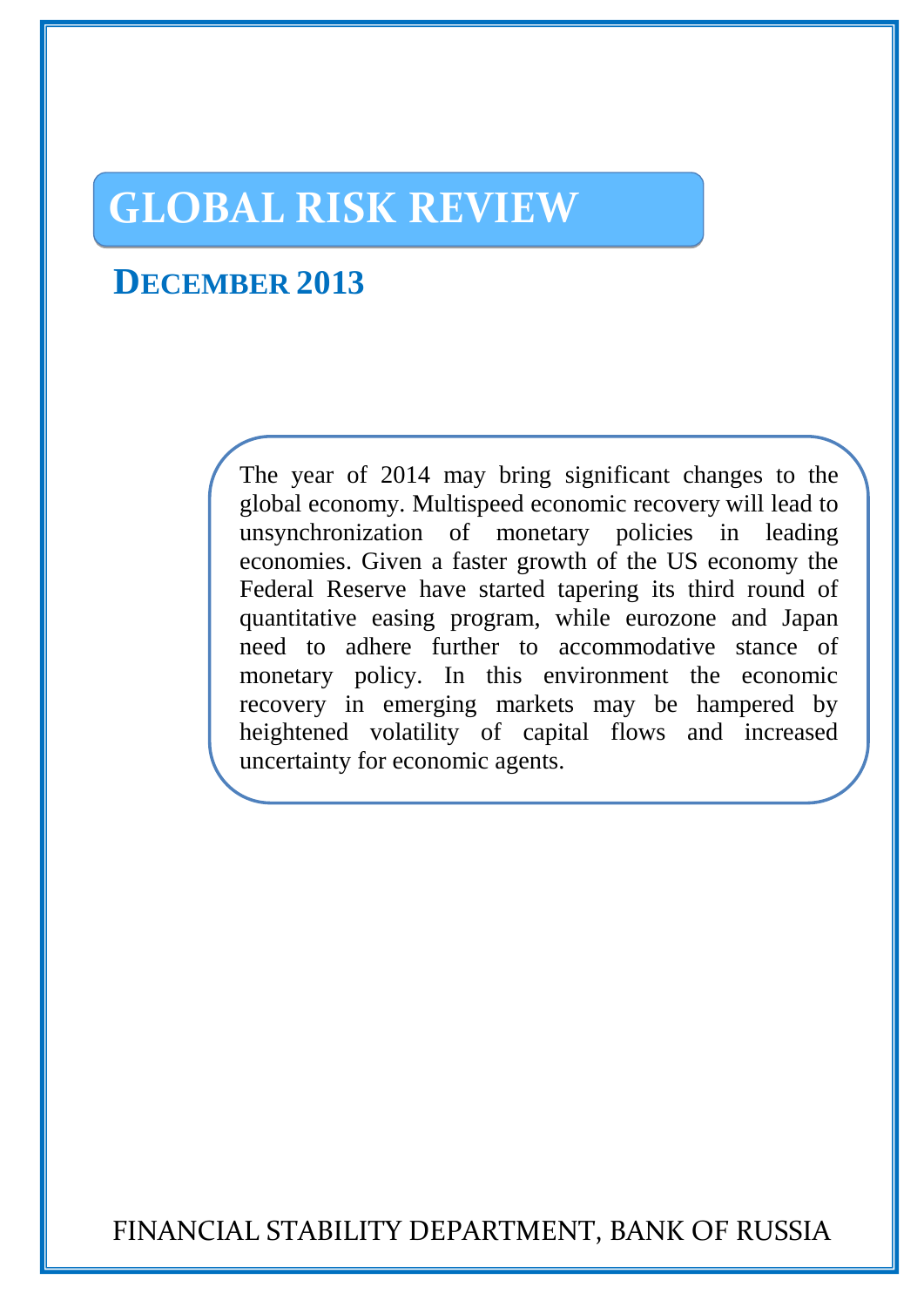# GLOBAL RISK REVIEW

## DECEMBER 2013

The year of 2014 may bring significant changes to the global economy. Multispeed economic recovery will lead to unsynchronization of monetary policies in leading economies. Given a faster growth of the US economy the Federal Reserve have started tapering its third round of quantitative easing program, while eurozone and Japan need to adhere further to accommodative stance of monetary policy. In this environment the economic recovery in emerging markets may be hampered by heightened volatility of capital flows and increased uncertainty for economic agents.

FINANCIAL STABILITY DEPARTMENT, BANK OF RUSSIA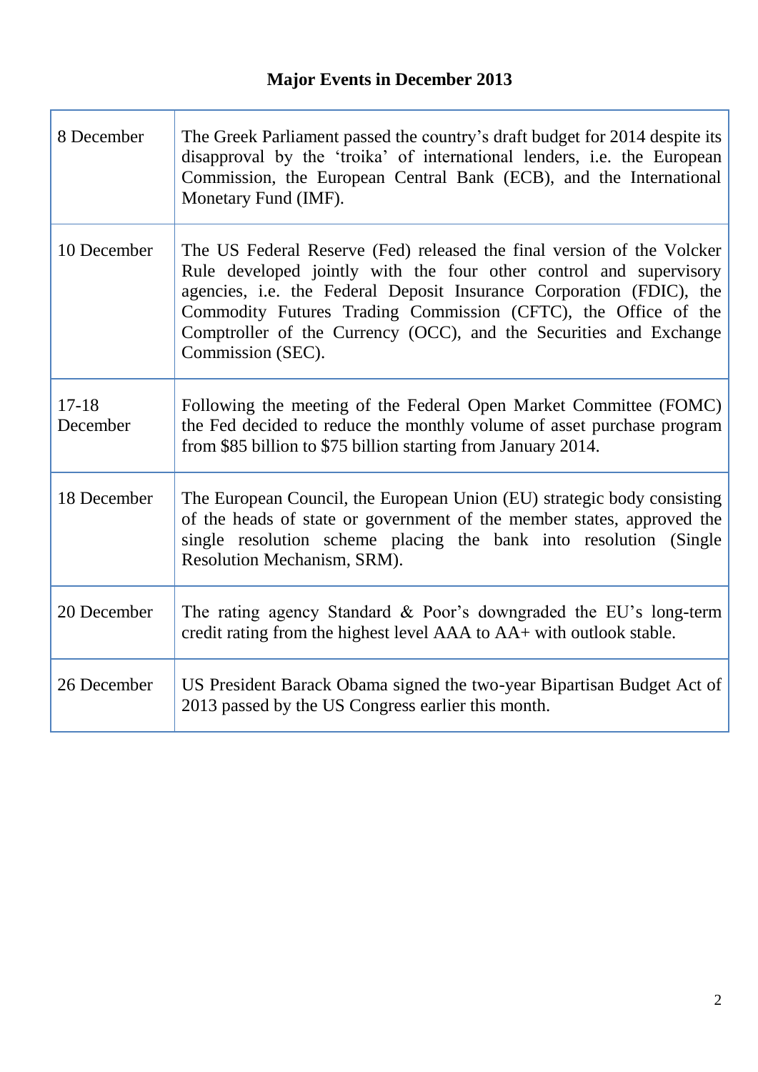# Major Events in December 2013

| | |
|---|---|
| 8 December | The Greek Parliament passed the country's draft budget for 2014 despite its disapproval by the 'troika' of international lenders, i.e. the European Commission, the European Central Bank (ECB), and the International Monetary Fund (IMF). |
| 10 December | The US Federal Reserve (Fed) released the final version of the Volcker Rule developed jointly with the four other control and supervisory agencies, i.e. the Federal Deposit Insurance Corporation (FDIC), the Commodity Futures Trading Commission (CFTC), the Office of the Comptroller of the Currency (OCC), and the Securities and Exchange Commission (SEC). |
| 17-18 December | Following the meeting of the Federal Open Market Committee (FOMC) the Fed decided to reduce the monthly volume of asset purchase program from $85 billion to $75 billion starting from January 2014. |
| 18 December | The European Council, the European Union (EU) strategic body consisting of the heads of state or government of the member states, approved the single resolution scheme placing the bank into resolution (Single Resolution Mechanism, SRM). |
| 20 December | The rating agency Standard & Poor's downgraded the EU's long-term credit rating from the highest level AAA to AA+ with outlook stable. |
| 26 December | US President Barack Obama signed the two-year Bipartisan Budget Act of 2013 passed by the US Congress earlier this month. |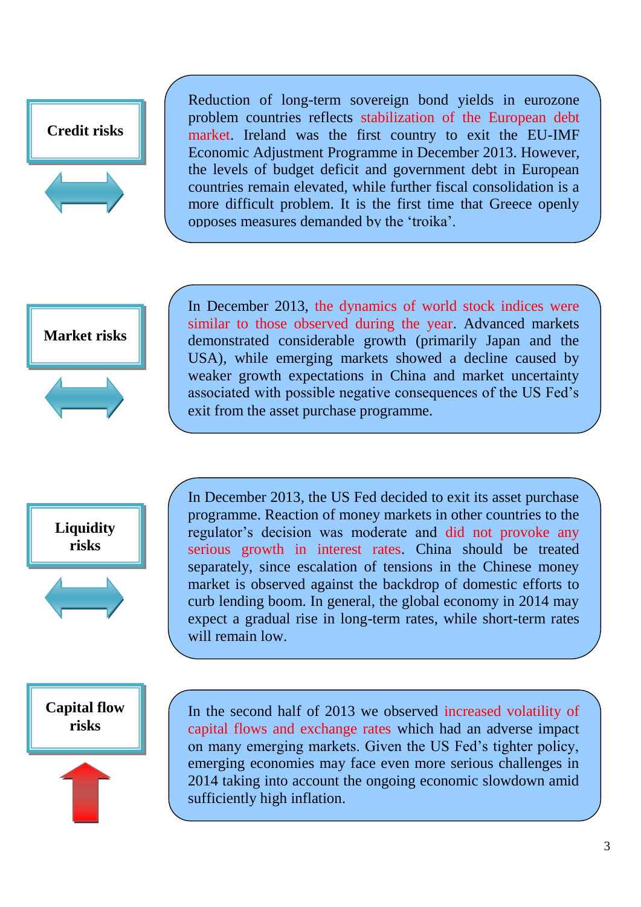**Credit risks**

Reduction of long-term sovereign bond yields in eurozone problem countries reflects stabilization of the European debt market. Ireland was the first country to exit the EU-IMF Economic Adjustment Programme in December 2013. However, the levels of budget deficit and government debt in European countries remain elevated, while further fiscal consolidation is a more difficult problem. It is the first time that Greece openly opposes measures demanded by the 'troika'.

**Market risks**

In December 2013, the dynamics of world stock indices were similar to those observed during the year. Advanced markets demonstrated considerable growth (primarily Japan and the USA), while emerging markets showed a decline caused by weaker growth expectations in China and market uncertainty associated with possible negative consequences of the US Fed's exit from the asset purchase programme.

**Liquidity risks**

In December 2013, the US Fed decided to exit its asset purchase programme. Reaction of money markets in other countries to the regulator's decision was moderate and did not provoke any serious growth in interest rates. China should be treated separately, since escalation of tensions in the Chinese money market is observed against the backdrop of domestic efforts to curb lending boom. In general, the global economy in 2014 may expect a gradual rise in long-term rates, while short-term rates will remain low.

**Capital flow risks**

In the second half of 2013 we observed increased volatility of capital flows and exchange rates which had an adverse impact on many emerging markets. Given the US Fed's tighter policy, emerging economies may face even more serious challenges in 2014 taking into account the ongoing economic slowdown amid sufficiently high inflation.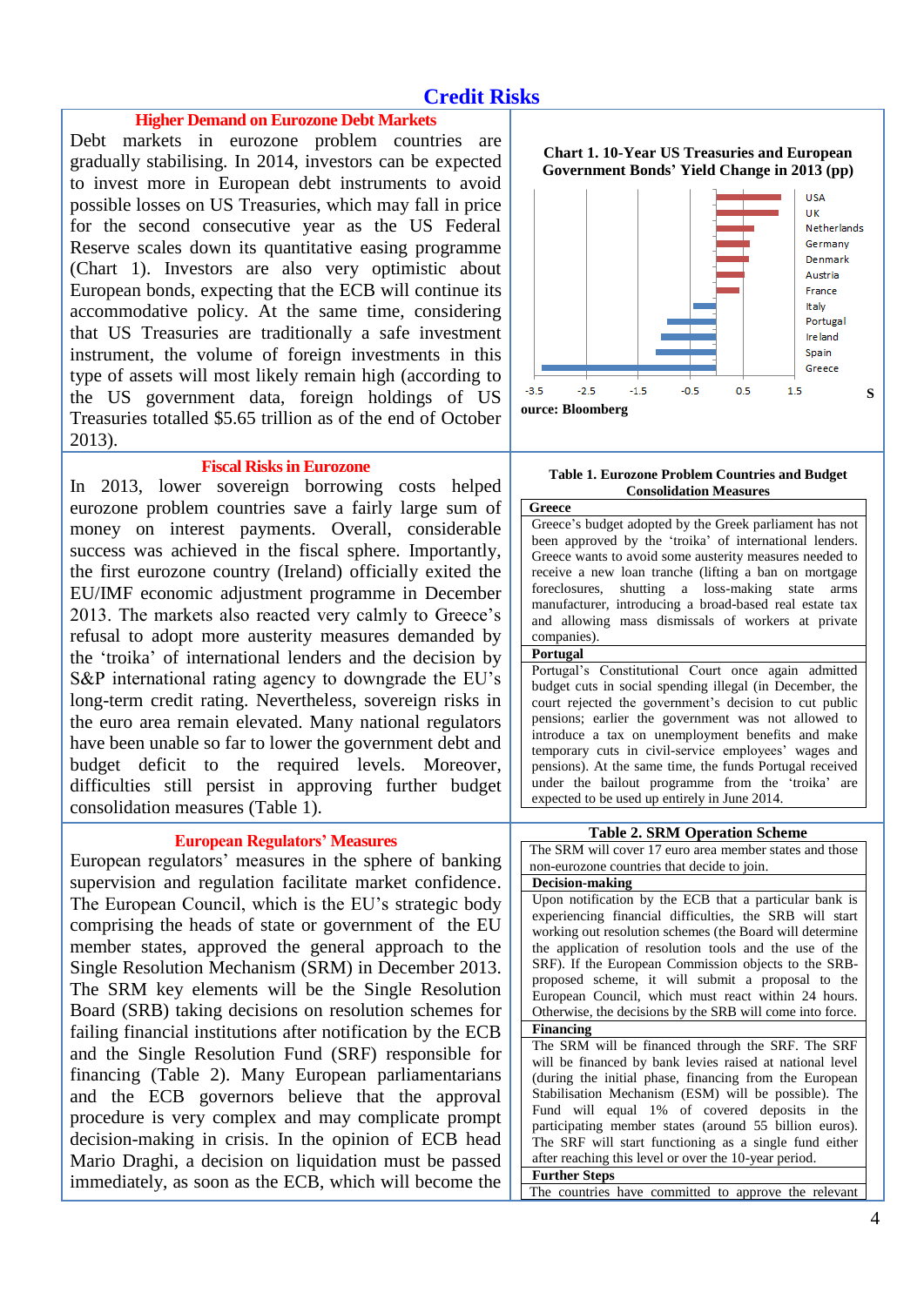# Credit Risks

## Higher Demand on Eurozone Debt Markets

Debt markets in eurozone problem countries are gradually stabilising. In 2014, investors can be expected to invest more in European debt instruments to avoid possible losses on US Treasuries, which may fall in price for the second consecutive year as the US Federal Reserve scales down its quantitative easing programme (Chart 1). Investors are also very optimistic about European bonds, expecting that the ECB will continue its accommodative policy. At the same time, considering that US Treasuries are traditionally a safe investment instrument, the volume of foreign investments in this type of assets will most likely remain high (according to the US government data, foreign holdings of US Treasuries totalled \$5.65 trillion as of the end of October 2013).

**Chart 1. 10-Year US Treasuries and European Government Bonds' Yield Change in 2013 (pp)**

Countries: USA, UK, Netherlands, Germany, Denmark, Austria, France, Italy, Portugal, Ireland, Spain, Greece

Axis: -3.5, -2.5, -1.5, -0.5, 0.5, 1.5

Source: Bloomberg

## Fiscal Risks in Eurozone

In 2013, lower sovereign borrowing costs helped eurozone problem countries save a fairly large sum of money on interest payments. Overall, considerable success was achieved in the fiscal sphere. Importantly, the first eurozone country (Ireland) officially exited the EU/IMF economic adjustment programme in December 2013. The markets also reacted very calmly to Greece's refusal to adopt more austerity measures demanded by the 'troika' of international lenders and the decision by S&P international rating agency to downgrade the EU's long-term credit rating. Nevertheless, sovereign risks in the euro area remain elevated. Many national regulators have been unable so far to lower the government debt and budget deficit to the required levels. Moreover, difficulties still persist in approving further budget consolidation measures (Table 1).

**Table 1. Eurozone Problem Countries and Budget Consolidation Measures**

| |
|---|
| **Greece** |
| Greece's budget adopted by the Greek parliament has not been approved by the 'troika' of international lenders. Greece wants to avoid some austerity measures needed to receive a new loan tranche (lifting a ban on mortgage foreclosures, shutting a loss-making state arms manufacturer, introducing a broad-based real estate tax and allowing mass dismissals of workers at private companies). |
| **Portugal** |
| Portugal's Constitutional Court once again admitted budget cuts in social spending illegal (in December, the court rejected the government's decision to cut public pensions; earlier the government was not allowed to introduce a tax on unemployment benefits and make temporary cuts in civil-service employees' wages and pensions). At the same time, the funds Portugal received under the bailout programme from the 'troika' are expected to be used up entirely in June 2014. |

## European Regulators' Measures

European regulators' measures in the sphere of banking supervision and regulation facilitate market confidence. The European Council, which is the EU's strategic body comprising the heads of state or government of the EU member states, approved the general approach to the Single Resolution Mechanism (SRM) in December 2013. The SRM key elements will be the Single Resolution Board (SRB) taking decisions on resolution schemes for failing financial institutions after notification by the ECB and the Single Resolution Fund (SRF) responsible for financing (Table 2). Many European parliamentarians and the ECB governors believe that the approval procedure is very complex and may complicate prompt decision-making in crisis. In the opinion of ECB head Mario Draghi, a decision on liquidation must be passed immediately, as soon as the ECB, which will become the

**Table 2. SRM Operation Scheme**

| |
|---|
| The SRM will cover 17 euro area member states and those non-eurozone countries that decide to join. |
| **Decision-making** |
| Upon notification by the ECB that a particular bank is experiencing financial difficulties, the SRB will start working out resolution schemes (the Board will determine the application of resolution tools and the use of the SRF). If the European Commission objects to the SRB-proposed scheme, it will submit a proposal to the European Council, which must react within 24 hours. Otherwise, the decisions by the SRB will come into force. |
| **Financing** |
| The SRM will be financed through the SRF. The SRF will be financed by bank levies raised at national level (during the initial phase, financing from the European Stabilisation Mechanism (ESM) will be possible). The Fund will equal 1% of covered deposits in the participating member states (around 55 billion euros). The SRF will start functioning as a single fund either after reaching this level or over the 10-year period. |
| **Further Steps** |
| The countries have committed to approve the relevant |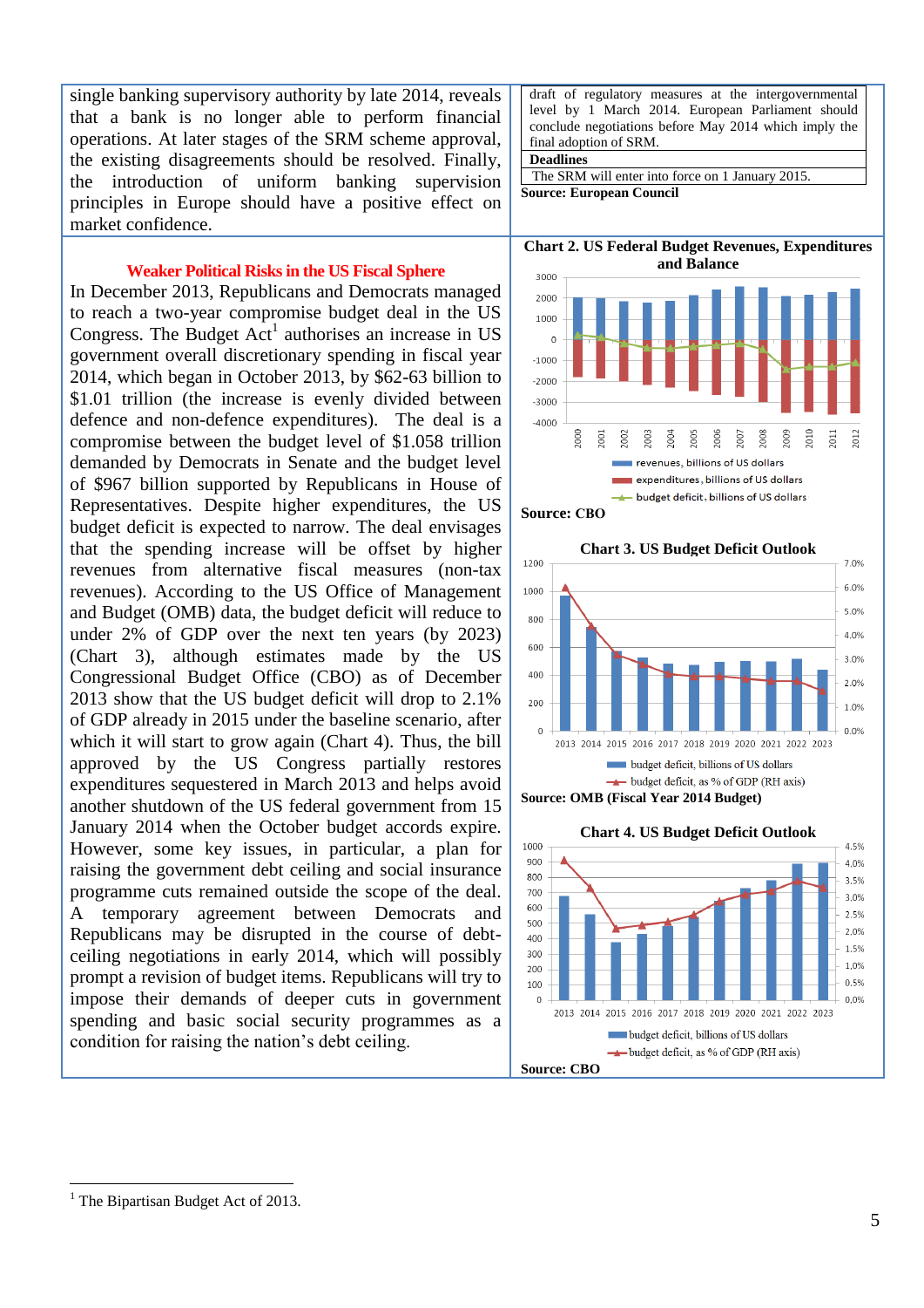single banking supervisory authority by late 2014, reveals that a bank is no longer able to perform financial operations. At later stages of the SRM scheme approval, the existing disagreements should be resolved. Finally, the introduction of uniform banking supervision principles in Europe should have a positive effect on market confidence.

| draft of regulatory measures at the intergovernmental level by 1 March 2014. European Parliament should conclude negotiations before May 2014 which imply the final adoption of SRM. |
|---|
| **Deadlines** |
| The SRM will enter into force on 1 January 2015. |

**Source: European Council**

## Weaker Political Risks in the US Fiscal Sphere

In December 2013, Republicans and Democrats managed to reach a two-year compromise budget deal in the US Congress. The Budget Act[1] authorises an increase in US government overall discretionary spending in fiscal year 2014, which began in October 2013, by $62-63 billion to $1.01 trillion (the increase is evenly divided between defence and non-defence expenditures). The deal is a compromise between the budget level of $1.058 trillion demanded by Democrats in Senate and the budget level of $967 billion supported by Republicans in House of Representatives. Despite higher expenditures, the US budget deficit is expected to narrow. The deal envisages that the spending increase will be offset by higher revenues from alternative fiscal measures (non-tax revenues). According to the US Office of Management and Budget (OMB), the budget deficit will reduce to under 2% of GDP over the next ten years (by 2023) (Chart 3), although estimates made by the US Congressional Budget Office (CBO) as of December 2013 show that the US budget deficit will drop to 2.1% of GDP already in 2015 under the baseline scenario, after which it will start to grow again (Chart 4). Thus, the bill approved by the US Congress partially restores expenditures sequestered in March 2013 and helps avoid another shutdown of the US federal government from 15 January 2014 when the October budget accords expire. However, some key issues, in particular, a plan for raising the government debt ceiling and social insurance programme cuts remained outside the scope of the deal. A temporary agreement between Democrats and Republicans may be disrupted in the course of debt-ceiling negotiations in early 2014, which will possibly prompt a revision of budget items. Republicans will try to impose their demands of deeper cuts in government spending and basic social security programmes as a condition for raising the nation's debt ceiling.

**Chart 2. US Federal Budget Revenues, Expenditures and Balance**

**Source: CBO**

**Chart 3. US Budget Deficit Outlook**

**Source: OMB (Fiscal Year 2014 Budget)**

**Chart 4. US Budget Deficit Outlook**

**Source: CBO**

[1] The Bipartisan Budget Act of 2013.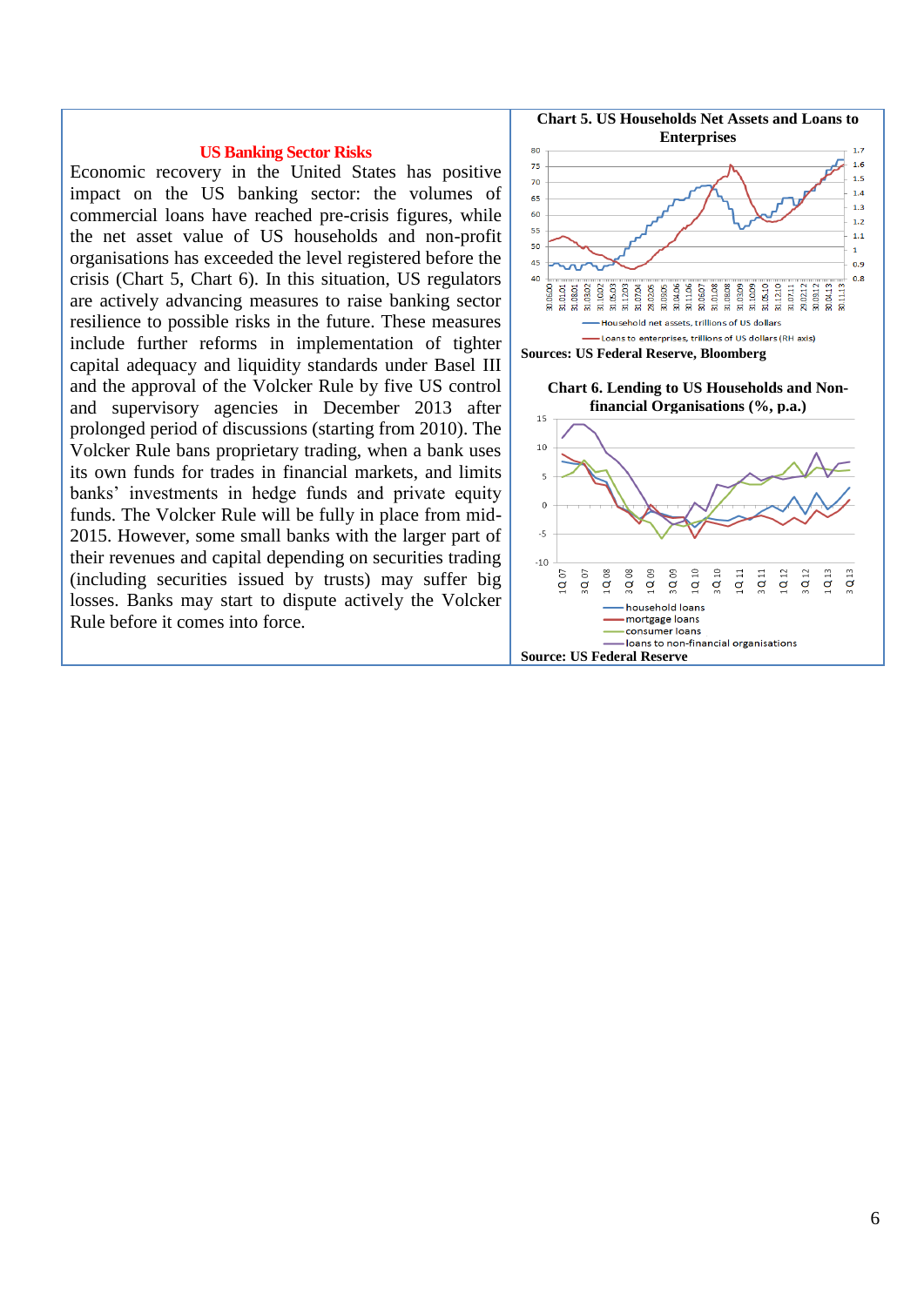## US Banking Sector Risks

Economic recovery in the United States has positive impact on the US banking sector: the volumes of commercial loans have reached pre-crisis figures, while the net asset value of US households and non-profit organisations has exceeded the level registered before the crisis (Chart 5, Chart 6). In this situation, US regulators are actively advancing measures to raise banking sector resilience to possible risks in the future. These measures include further reforms in implementation of tighter capital adequacy and liquidity standards under Basel III and the approval of the Volcker Rule by five US control and supervisory agencies in December 2013 after prolonged period of discussions (starting from 2010). The Volcker Rule bans proprietary trading, when a bank uses its own funds for trades in financial markets, and limits banks' investments in hedge funds and private equity funds. The Volcker Rule will be fully in place from mid-2015. However, some small banks with the larger part of their revenues and capital depending on securities trading (including securities issued by trusts) may suffer big losses. Banks may start to dispute actively the Volcker Rule before it comes into force.

**Chart 5. US Households Net Assets and Loans to Enterprises**

Household net assets, trillions of US dollars

Loans to enterprises, trillions of US dollars (RH axis)

**Sources: US Federal Reserve, Bloomberg**

**Chart 6. Lending to US Households and Non-financial Organisations (%, p.a.)**

household loans

mortgage loans

consumer loans

loans to non-financial organisations

**Source: US Federal Reserve**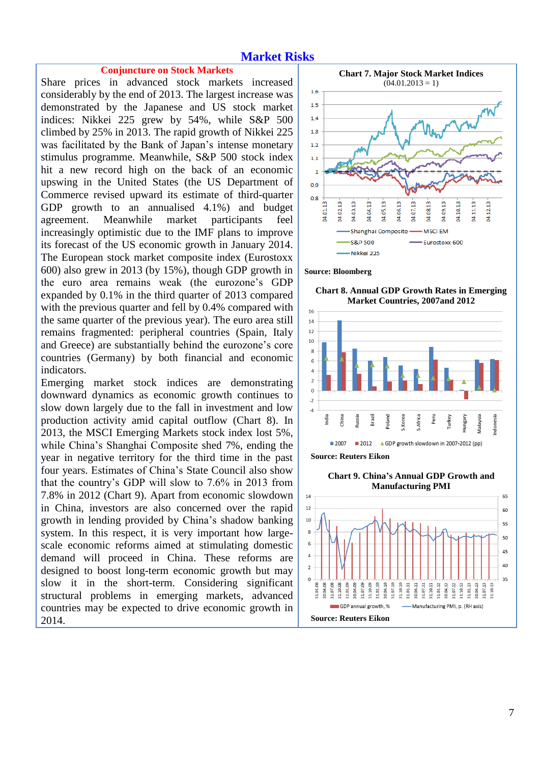# Market Risks

## Conjuncture on Stock Markets

Share prices in advanced stock markets increased considerably by the end of 2013. The largest increase was demonstrated by the Japanese and US stock market indices: Nikkei 225 grew by 54%, while S&P 500 climbed by 25% in 2013. The rapid growth of Nikkei 225 was facilitated by the Bank of Japan's intense monetary stimulus programme. Meanwhile, S&P 500 stock index hit a new record high on the back of an economic upswing in the United States (the US Department of Commerce revised upward its estimate of third-quarter GDP growth to an annualised 4.1%) and budget agreement. Meanwhile market participants feel increasingly optimistic due to the IMF plans to improve its forecast of the US economic growth in January 2014. The European stock market composite index (Eurostoxx 600) also grew in 2013 (by 15%), though GDP growth in the euro area remains weak (the eurozone's GDP expanded by 0.1% in the third quarter of 2013 compared with the previous quarter and fell by 0.4% compared with the same quarter of the previous year). The euro area still remains fragmented: peripheral countries (Spain, Italy and Greece) are substantially behind the eurozone's core countries (Germany) by both financial and economic indicators.

Emerging market stock indices are demonstrating downward dynamics as economic growth continues to slow down largely due to the fall in investment and low production activity amid capital outflow (Chart 8). In 2013, the MSCI Emerging Markets stock index lost 5%, while China's Shanghai Composite shed 7%, ending the year in negative territory for the third time in the past four years. Estimates of China's State Council also show that the country's GDP will slow to 7.6% in 2013 from 7.8% in 2012 (Chart 9). Apart from economic slowdown in China, investors are also concerned over the rapid growth in lending provided by China's shadow banking system. In this respect, it is very important how large-scale economic reforms aimed at stimulating domestic demand will proceed in China. These reforms are designed to boost long-term economic growth but may slow it in the short-term. Considering significant structural problems in emerging markets, advanced countries may be expected to drive economic growth in 2014.

**Chart 7. Major Stock Market Indices**
(04.01.2013 = 1)

**Source: Bloomberg**

**Chart 8. Annual GDP Growth Rates in Emerging Market Countries, 2007and 2012**

**Source: Reuters Eikon**

**Chart 9. China's Annual GDP Growth and Manufacturing PMI**

**Source: Reuters Eikon**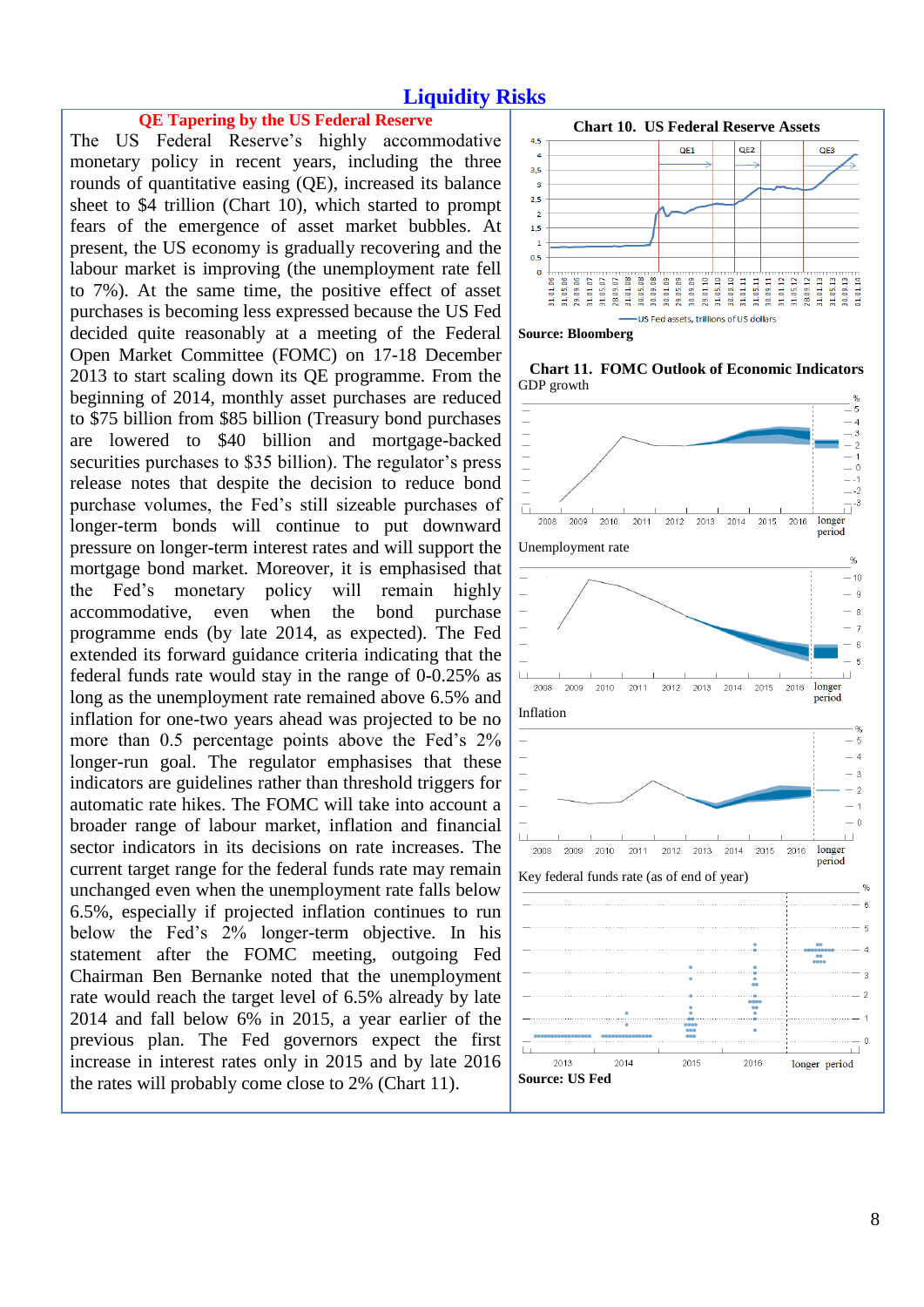# Liquidity Risks

## QE Tapering by the US Federal Reserve

The US Federal Reserve's highly accommodative monetary policy in recent years, including the three rounds of quantitative easing (QE), increased its balance sheet to $4 trillion (Chart 10), which started to prompt fears of the emergence of asset market bubbles. At present, the US economy is gradually recovering and the labour market is improving (the unemployment rate fell to 7%). At the same time, the positive effect of asset purchases is becoming less expressed because the US Fed decided quite reasonably at a meeting of the Federal Open Market Committee (FOMC) on 17-18 December 2013 to start scaling down its QE programme. From the beginning of 2014, monthly asset purchases are reduced to $75 billion from $85 billion (Treasury bond purchases are lowered to $40 billion and mortgage-backed securities purchases to $35 billion). The regulator's press release notes that despite the decision to reduce bond purchase volumes, the Fed's still sizeable purchases of longer-term bonds will continue to put downward pressure on longer-term interest rates and will support the mortgage bond market. Moreover, it is emphasised that the Fed's monetary policy will remain highly accommodative, even when the bond purchase programme ends (by late 2014, as expected). The Fed extended its forward guidance criteria indicating that the federal funds rate would stay in the range of 0-0.25% as long as the unemployment rate remained above 6.5% and inflation for one-two years ahead was projected to be no more than 0.5 percentage points above the Fed's 2% longer-run goal. The regulator emphasises that these indicators are guidelines rather than threshold triggers for automatic rate hikes. The FOMC will take into account a broader range of labour market, inflation and financial sector indicators in its decisions on rate increases. The current target range for the federal funds rate may remain unchanged even when the unemployment rate falls below 6.5%, especially if projected inflation continues to run below the Fed's 2% longer-term objective. In his statement after the FOMC meeting, outgoing Fed Chairman Ben Bernanke noted that the unemployment rate would reach the target level of 6.5% already by late 2014 and fall below 6% in 2015, a year earlier of the previous plan. The Fed governors expect the first increase in interest rates only in 2015 and by late 2016 the rates will probably come close to 2% (Chart 11).

**Chart 10. US Federal Reserve Assets**

US Fed assets, trillions of US dollars

**Source: Bloomberg**

**Chart 11. FOMC Outlook of Economic Indicators**

GDP growth

Unemployment rate

Inflation

Key federal funds rate (as of end of year)

**Source: US Fed**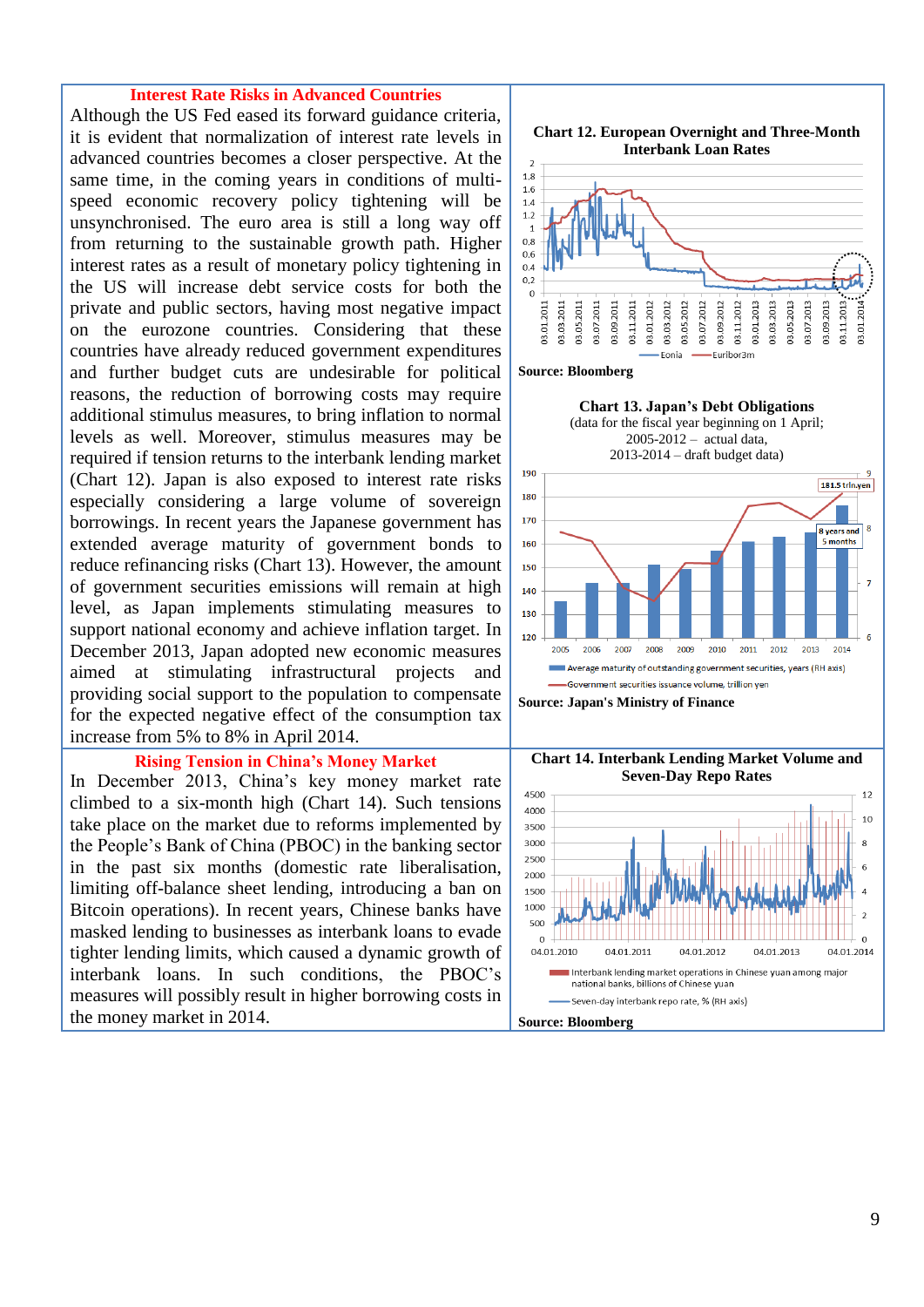## Interest Rate Risks in Advanced Countries

Although the US Fed eased its forward guidance criteria, it is evident that normalization of interest rate levels in advanced countries becomes a closer perspective. At the same time, in the coming years in conditions of multi-speed economic recovery policy tightening will be unsynchronised. The euro area is still a long way off from returning to the sustainable growth path. Higher interest rates as a result of monetary policy tightening in the US will increase debt service costs for both the private and public sectors, having most negative impact on the eurozone countries. Considering that these countries have already reduced government expenditures and further budget cuts are undesirable for political reasons, the reduction of borrowing costs may require additional stimulus measures, to bring inflation to normal levels as well. Moreover, stimulus measures may be required if tension returns to the interbank lending market (Chart 12). Japan is also exposed to interest rate risks especially considering a large volume of sovereign borrowings. In recent years the Japanese government has extended average maturity of government bonds to reduce refinancing risks (Chart 13). However, the amount of government securities emissions will remain at high level, as Japan implements stimulating measures to support national economy and achieve inflation target. In December 2013, Japan adopted new economic measures aimed at stimulating infrastructural projects and providing social support to the population to compensate for the expected negative effect of the consumption tax increase from 5% to 8% in April 2014.

**Chart 12. European Overnight and Three-Month Interbank Loan Rates**

Source: Bloomberg

**Chart 13. Japan's Debt Obligations**
(data for the fiscal year beginning on 1 April;
2005-2012 – actual data,
2013-2014 – draft budget data)

Source: Japan's Ministry of Finance

## Rising Tension in China's Money Market

In December 2013, China's key money market rate climbed to a six-month high (Chart 14). Such tensions take place on the market due to reforms implemented by the People's Bank of China (PBOC) in the banking sector in the past six months (domestic rate liberalisation, limiting off-balance sheet lending, introducing a ban on Bitcoin operations). In recent years, Chinese banks have masked lending to businesses as interbank loans to evade tighter lending limits, which caused a dynamic growth of interbank loans. In such conditions, the PBOC's measures will possibly result in higher borrowing costs in the money market in 2014.

**Chart 14. Interbank Lending Market Volume and Seven-Day Repo Rates**

Source: Bloomberg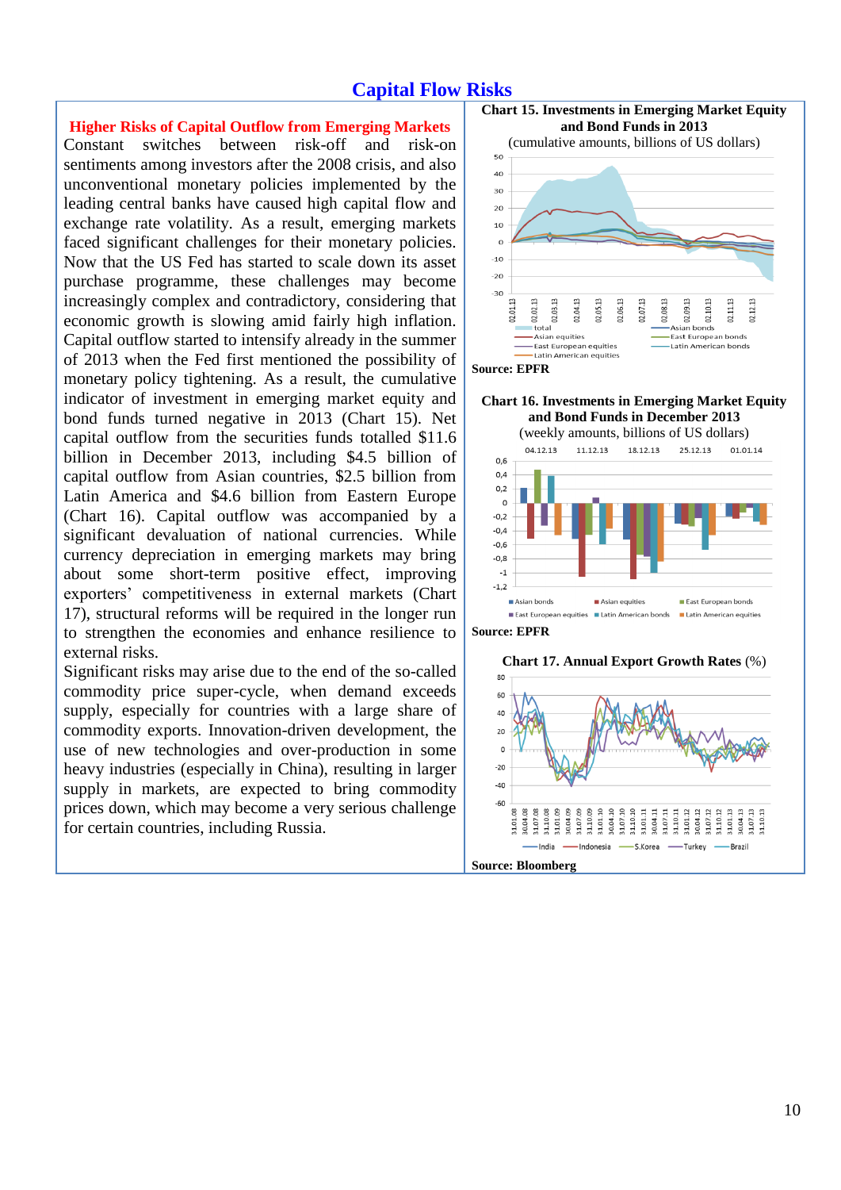# Capital Flow Risks

## Higher Risks of Capital Outflow from Emerging Markets

Constant switches between risk-off and risk-on sentiments among investors after the 2008 crisis, and also unconventional monetary policies implemented by the leading central banks have caused high capital flow and exchange rate volatility. As a result, emerging markets faced significant challenges for their monetary policies. Now that the US Fed has started to scale down its asset purchase programme, these challenges may become increasingly complex and contradictory, considering that economic growth is slowing amid fairly high inflation. Capital outflow started to intensify already in the summer of 2013 when the Fed first mentioned the possibility of monetary policy tightening. As a result, the cumulative indicator of investment in emerging market equity and bond funds turned negative in 2013 (Chart 15). Net capital outflow from the securities funds totalled $11.6 billion in December 2013, including $4.5 billion of capital outflow from Asian countries, $2.5 billion from Latin America and $4.6 billion from Eastern Europe (Chart 16). Capital outflow was accompanied by a significant devaluation of national currencies. While currency depreciation in emerging markets may bring about some short-term positive effect, improving exporters' competitiveness in external markets (Chart 17), structural reforms will be required in the longer run to strengthen the economies and enhance resilience to external risks.

Significant risks may arise due to the end of the so-called commodity price super-cycle, when demand exceeds supply, especially for countries with a large share of commodity exports. Innovation-driven development, the use of new technologies and over-production in some heavy industries (especially in China), resulting in larger supply in markets, are expected to bring commodity prices down, which may become a very serious challenge for certain countries, including Russia.

**Chart 15. Investments in Emerging Market Equity and Bond Funds in 2013**
(cumulative amounts, billions of US dollars)

**Source: EPFR**

**Chart 16. Investments in Emerging Market Equity and Bond Funds in December 2013**
(weekly amounts, billions of US dollars)

**Source: EPFR**

**Chart 17. Annual Export Growth Rates** (%)

**Source: Bloomberg**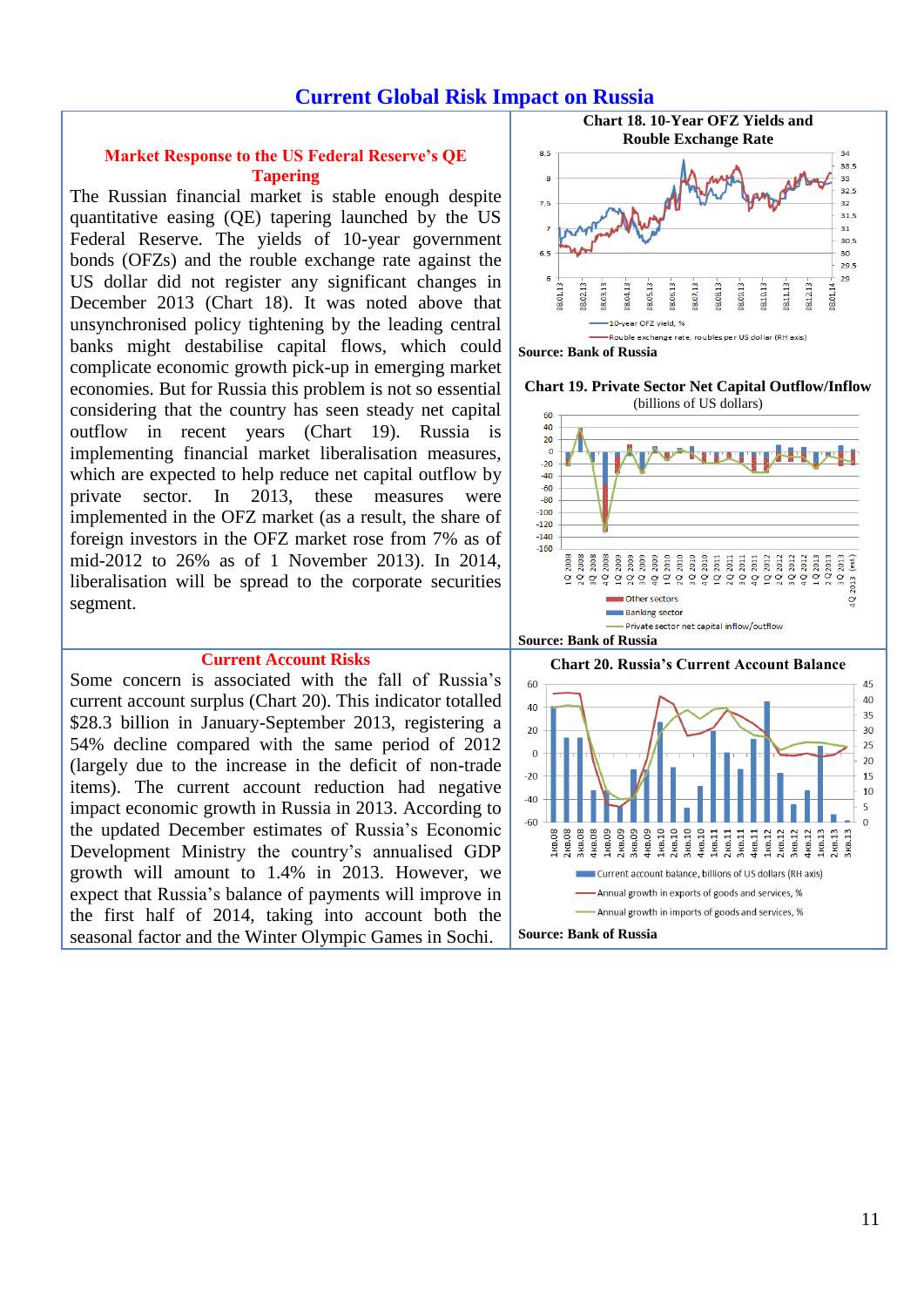# Current Global Risk Impact on Russia

## Market Response to the US Federal Reserve's QE Tapering

The Russian financial market is stable enough despite quantitative easing (QE) tapering launched by the US Federal Reserve. The yields of 10-year government bonds (OFZs) and the rouble exchange rate against the US dollar did not register any significant changes in December 2013 (Chart 18). It was noted above that unsynchronised policy tightening by the leading central banks might destabilise capital flows, which could complicate economic growth pick-up in emerging market economies. But for Russia this problem is not so essential considering that the country has seen steady net capital outflow in recent years (Chart 19). Russia is implementing financial market liberalisation measures, which are expected to help reduce net capital outflow by private sector. In 2013, these measures were implemented in the OFZ market (as a result, the share of foreign investors in the OFZ market rose from 7% as of mid-2012 to 26% as of 1 November 2013). In 2014, liberalisation will be spread to the corporate securities segment.

**Chart 18. 10-Year OFZ Yields and Rouble Exchange Rate**

8.5
8
7.5
7
6.5
6

34
33.5
33
32.5
32
31.5
31
30.5
30
29.5
29

08.01.13 08.02.13 08.03.13 08.04.13 08.05.13 08.06.13 08.07.13 08.08.13 08.09.13 08.10.13 08.11.13 08.12.13 08.01.14

10-year OFZ yield, %
Rouble exchange rate, roubles per US dollar (RH axis)

**Source: Bank of Russia**

**Chart 19. Private Sector Net Capital Outflow/Inflow**
(billions of US dollars)

60
40
20
0
-20
-40
-60
-80
-100
-120
-140
-160

1Q 2008 2Q 2008 3Q 2008 4Q 2008 1Q 2009 2Q 2009 3Q 2009 4Q 2009 1Q 2010 2Q 2010 3Q 2010 4Q 2010 1Q 2011 2Q 2011 3Q 2011 4Q 2011 1Q 2012 2Q 2012 3Q 2012 4Q 2012 1Q 2013 2Q 2013 3Q 2013 4Q 2013 (est.)

Other sectors
Banking sector
Private sector net capital inflow/outflow

**Source: Bank of Russia**

## Current Account Risks

Some concern is associated with the fall of Russia's current account surplus (Chart 20). This indicator totalled $28.3 billion in January-September 2013, registering a 54% decline compared with the same period of 2012 (largely due to the increase in the deficit of non-trade items). The current account reduction had negative impact economic growth in Russia in 2013. According to the updated December estimates of Russia's Economic Development Ministry the country's annualised GDP growth will amount to 1.4% in 2013. However, we expect that Russia's balance of payments will improve in the first half of 2014, taking into account both the seasonal factor and the Winter Olympic Games in Sochi.

**Chart 20. Russia's Current Account Balance**

60
40
20
0
-20
-40
-60

45
40
35
30
25
20
15
10
5
0

1кв.08 2кв.08 3кв.08 4кв.08 1кв.09 2кв.09 3кв.09 4кв.09 1кв.10 2кв.10 3кв.10 4кв.10 1кв.11 2кв.11 3кв.11 4кв.11 1кв.12 2кв.12 3кв.12 4кв.12 1кв.13 2кв.13 3кв.13

Current account balance, billions of US dollars (RH axis)
Annual growth in exports of goods and services, %
Annual growth in imports of goods and services, %

**Source: Bank of Russia**